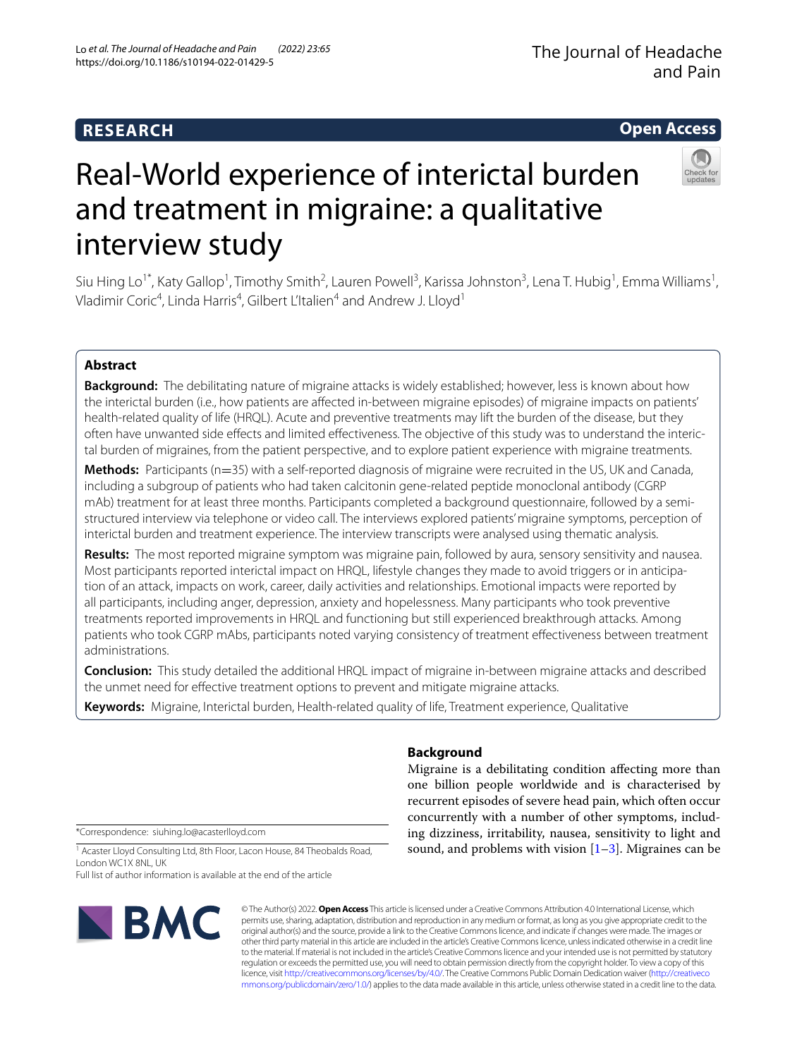RESEARCH

Open Access

# Real-World experience of interictal burden and treatment in migraine: a qualitative interview study

Siu Hing Lo[1*], Katy Gallop[1], Timothy Smith[2], Lauren Powell[3], Karissa Johnston[3], Lena T. Hubig[1], Emma Williams[1], Vladimir Coric[4], Linda Harris[4], Gilbert L'Italien[4] and Andrew J. Lloyd[1]

## Abstract

**Background:** The debilitating nature of migraine attacks is widely established; however, less is known about how the interictal burden (i.e., how patients are affected in-between migraine episodes) of migraine impacts on patients' health-related quality of life (HRQL). Acute and preventive treatments may lift the burden of the disease, but they often have unwanted side effects and limited effectiveness. The objective of this study was to understand the interictal burden of migraines, from the patient perspective, and to explore patient experience with migraine treatments.

**Methods:** Participants (n=35) with a self-reported diagnosis of migraine were recruited in the US, UK and Canada, including a subgroup of patients who had taken calcitonin gene-related peptide monoclonal antibody (CGRP mAb) treatment for at least three months. Participants completed a background questionnaire, followed by a semi-structured interview via telephone or video call. The interviews explored patients' migraine symptoms, perception of interictal burden and treatment experience. The interview transcripts were analysed using thematic analysis.

**Results:** The most reported migraine symptom was migraine pain, followed by aura, sensory sensitivity and nausea. Most participants reported interictal impact on HRQL, lifestyle changes they made to avoid triggers or in anticipation of an attack, impacts on work, career, daily activities and relationships. Emotional impacts were reported by all participants, including anger, depression, anxiety and hopelessness. Many participants who took preventive treatments reported improvements in HRQL and functioning but still experienced breakthrough attacks. Among patients who took CGRP mAbs, participants noted varying consistency of treatment effectiveness between treatment administrations.

**Conclusion:** This study detailed the additional HRQL impact of migraine in-between migraine attacks and described the unmet need for effective treatment options to prevent and mitigate migraine attacks.

**Keywords:** Migraine, Interictal burden, Health-related quality of life, Treatment experience, Qualitative

## Background

Migraine is a debilitating condition affecting more than one billion people worldwide and is characterised by recurrent episodes of severe head pain, which often occur concurrently with a number of other symptoms, including dizziness, irritability, nausea, sensitivity to light and sound, and problems with vision [1–3]. Migraines can be

*Correspondence: siuhing.lo@acasterlloyd.com

[1] Acaster Lloyd Consulting Ltd, 8th Floor, Lacon House, 84 Theobalds Road, London WC1X 8NL, UK

Full list of author information is available at the end of the article

© The Author(s) 2022. **Open Access** This article is licensed under a Creative Commons Attribution 4.0 International License, which permits use, sharing, adaptation, distribution and reproduction in any medium or format, as long as you give appropriate credit to the original author(s) and the source, provide a link to the Creative Commons licence, and indicate if changes were made. The images or other third party material in this article are included in the article's Creative Commons licence, unless indicated otherwise in a credit line to the material. If material is not included in the article's Creative Commons licence and your intended use is not permitted by statutory regulation or exceeds the permitted use, you will need to obtain permission directly from the copyright holder. To view a copy of this licence, visit http://creativecommons.org/licenses/by/4.0/. The Creative Commons Public Domain Dedication waiver (http://creativecommons.org/publicdomain/zero/1.0/) applies to the data made available in this article, unless otherwise stated in a credit line to the data.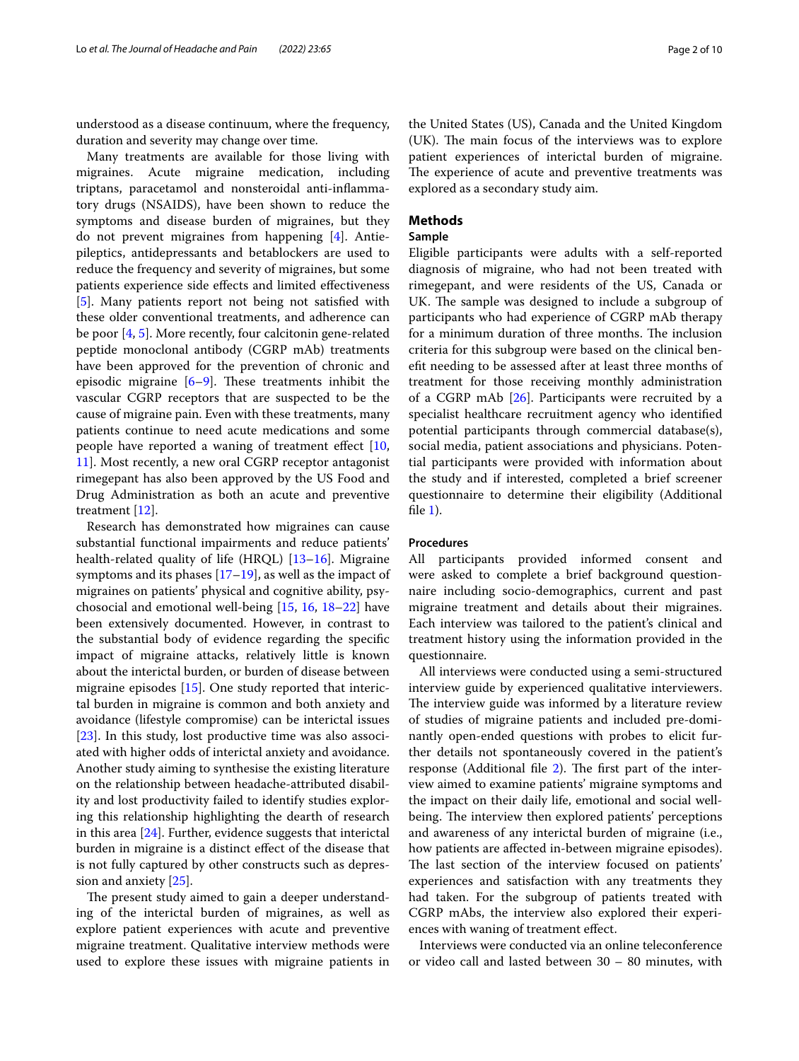understood as a disease continuum, where the frequency, duration and severity may change over time.

Many treatments are available for those living with migraines. Acute migraine medication, including triptans, paracetamol and nonsteroidal anti-inflammatory drugs (NSAIDS), have been shown to reduce the symptoms and disease burden of migraines, but they do not prevent migraines from happening [4]. Antiepileptics, antidepressants and betablockers are used to reduce the frequency and severity of migraines, but some patients experience side effects and limited effectiveness [5]. Many patients report not being not satisfied with these older conventional treatments, and adherence can be poor [4, 5]. More recently, four calcitonin gene-related peptide monoclonal antibody (CGRP mAb) treatments have been approved for the prevention of chronic and episodic migraine [6–9]. These treatments inhibit the vascular CGRP receptors that are suspected to be the cause of migraine pain. Even with these treatments, many patients continue to need acute medications and some people have reported a waning of treatment effect [10, 11]. Most recently, a new oral CGRP receptor antagonist rimegepant has also been approved by the US Food and Drug Administration as both an acute and preventive treatment [12].

Research has demonstrated how migraines can cause substantial functional impairments and reduce patients' health-related quality of life (HRQL) [13–16]. Migraine symptoms and its phases [17–19], as well as the impact of migraines on patients' physical and cognitive ability, psychosocial and emotional well-being [15, 16, 18–22] have been extensively documented. However, in contrast to the substantial body of evidence regarding the specific impact of migraine attacks, relatively little is known about the interictal burden, or burden of disease between migraine episodes [15]. One study reported that interictal burden in migraine is common and both anxiety and avoidance (lifestyle compromise) can be interictal issues [23]. In this study, lost productive time was also associated with higher odds of interictal anxiety and avoidance. Another study aiming to synthesise the existing literature on the relationship between headache-attributed disability and lost productivity failed to identify studies exploring this relationship highlighting the dearth of research in this area [24]. Further, evidence suggests that interictal burden in migraine is a distinct effect of the disease that is not fully captured by other constructs such as depression and anxiety [25].

The present study aimed to gain a deeper understanding of the interictal burden of migraines, as well as explore patient experiences with acute and preventive migraine treatment. Qualitative interview methods were used to explore these issues with migraine patients in the United States (US), Canada and the United Kingdom (UK). The main focus of the interviews was to explore patient experiences of interictal burden of migraine. The experience of acute and preventive treatments was explored as a secondary study aim.

## Methods

### Sample

Eligible participants were adults with a self-reported diagnosis of migraine, who had not been treated with rimegepant, and were residents of the US, Canada or UK. The sample was designed to include a subgroup of participants who had experience of CGRP mAb therapy for a minimum duration of three months. The inclusion criteria for this subgroup were based on the clinical benefit needing to be assessed after at least three months of treatment for those receiving monthly administration of a CGRP mAb [26]. Participants were recruited by a specialist healthcare recruitment agency who identified potential participants through commercial database(s), social media, patient associations and physicians. Potential participants were provided with information about the study and if interested, completed a brief screener questionnaire to determine their eligibility (Additional file 1).

### Procedures

All participants provided informed consent and were asked to complete a brief background questionnaire including socio-demographics, current and past migraine treatment and details about their migraines. Each interview was tailored to the patient's clinical and treatment history using the information provided in the questionnaire.

All interviews were conducted using a semi-structured interview guide by experienced qualitative interviewers. The interview guide was informed by a literature review of studies of migraine patients and included pre-dominantly open-ended questions with probes to elicit further details not spontaneously covered in the patient's response (Additional file 2). The first part of the interview aimed to examine patients' migraine symptoms and the impact on their daily life, emotional and social well-being. The interview then explored patients' perceptions and awareness of any interictal burden of migraine (i.e., how patients are affected in-between migraine episodes). The last section of the interview focused on patients' experiences and satisfaction with any treatments they had taken. For the subgroup of patients treated with CGRP mAbs, the interview also explored their experiences with waning of treatment effect.

Interviews were conducted via an online teleconference or video call and lasted between 30 – 80 minutes, with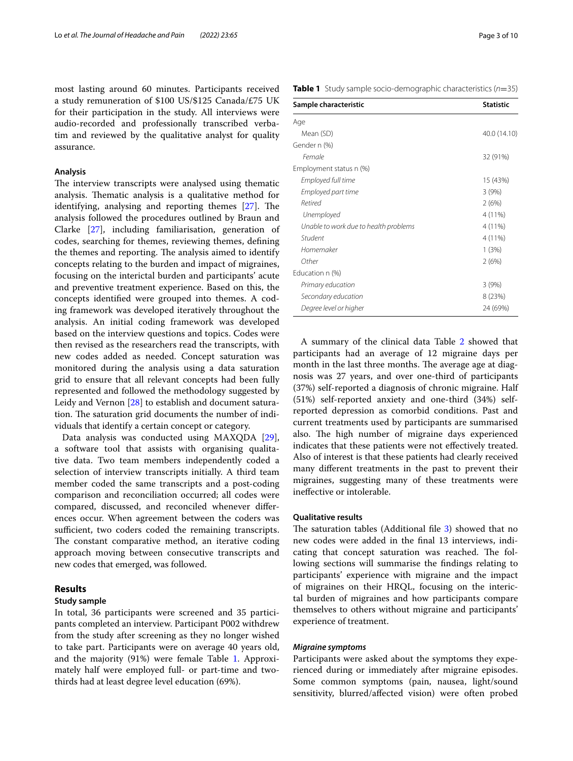most lasting around 60 minutes. Participants received a study remuneration of $100 US/$125 Canada/£75 UK for their participation in the study. All interviews were audio-recorded and professionally transcribed verbatim and reviewed by the qualitative analyst for quality assurance.

### Analysis

The interview transcripts were analysed using thematic analysis. Thematic analysis is a qualitative method for identifying, analysing and reporting themes [27]. The analysis followed the procedures outlined by Braun and Clarke [27], including familiarisation, generation of codes, searching for themes, reviewing themes, defining the themes and reporting. The analysis aimed to identify concepts relating to the burden and impact of migraines, focusing on the interictal burden and participants' acute and preventive treatment experience. Based on this, the concepts identified were grouped into themes. A coding framework was developed iteratively throughout the analysis. An initial coding framework was developed based on the interview questions and topics. Codes were then revised as the researchers read the transcripts, with new codes added as needed. Concept saturation was monitored during the analysis using a data saturation grid to ensure that all relevant concepts had been fully represented and followed the methodology suggested by Leidy and Vernon [28] to establish and document saturation. The saturation grid documents the number of individuals that identify a certain concept or category.

Data analysis was conducted using MAXQDA [29], a software tool that assists with organising qualitative data. Two team members independently coded a selection of interview transcripts initially. A third team member coded the same transcripts and a post-coding comparison and reconciliation occurred; all codes were compared, discussed, and reconciled whenever differences occur. When agreement between the coders was sufficient, two coders coded the remaining transcripts. The constant comparative method, an iterative coding approach moving between consecutive transcripts and new codes that emerged, was followed.

## Results

### Study sample

In total, 36 participants were screened and 35 participants completed an interview. Participant P002 withdrew from the study after screening as they no longer wished to take part. Participants were on average 40 years old, and the majority (91%) were female Table 1. Approximately half were employed full- or part-time and two-thirds had at least degree level education (69%).

**Table 1** Study sample socio-demographic characteristics (*n*=35)

| Sample characteristic | Statistic |
|---|---|
| Age | |
| Mean (SD) | 40.0 (14.10) |
| Gender n (%) | |
| *Female* | 32 (91%) |
| Employment status n (%) | |
| *Employed full time* | 15 (43%) |
| *Employed part time* | 3 (9%) |
| *Retired* | 2 (6%) |
| *Unemployed* | 4 (11%) |
| *Unable to work due to health problems* | 4 (11%) |
| *Student* | 4 (11%) |
| *Homemaker* | 1 (3%) |
| *Other* | 2 (6%) |
| Education n (%) | |
| *Primary education* | 3 (9%) |
| *Secondary education* | 8 (23%) |
| *Degree level or higher* | 24 (69%) |

A summary of the clinical data Table 2 showed that participants had an average of 12 migraine days per month in the last three months. The average age at diagnosis was 27 years, and over one-third of participants (37%) self-reported a diagnosis of chronic migraine. Half (51%) self-reported anxiety and one-third (34%) self-reported depression as comorbid conditions. Past and current treatments used by participants are summarised also. The high number of migraine days experienced indicates that these patients were not effectively treated. Also of interest is that these patients had clearly received many different treatments in the past to prevent their migraines, suggesting many of these treatments were ineffective or intolerable.

### Qualitative results

The saturation tables (Additional file 3) showed that no new codes were added in the final 13 interviews, indicating that concept saturation was reached. The following sections will summarise the findings relating to participants' experience with migraine and the impact of migraines on their HRQL, focusing on the interictal burden of migraines and how participants compare themselves to others without migraine and participants' experience of treatment.

#### *Migraine symptoms*

Participants were asked about the symptoms they experienced during or immediately after migraine episodes. Some common symptoms (pain, nausea, light/sound sensitivity, blurred/affected vision) were often probed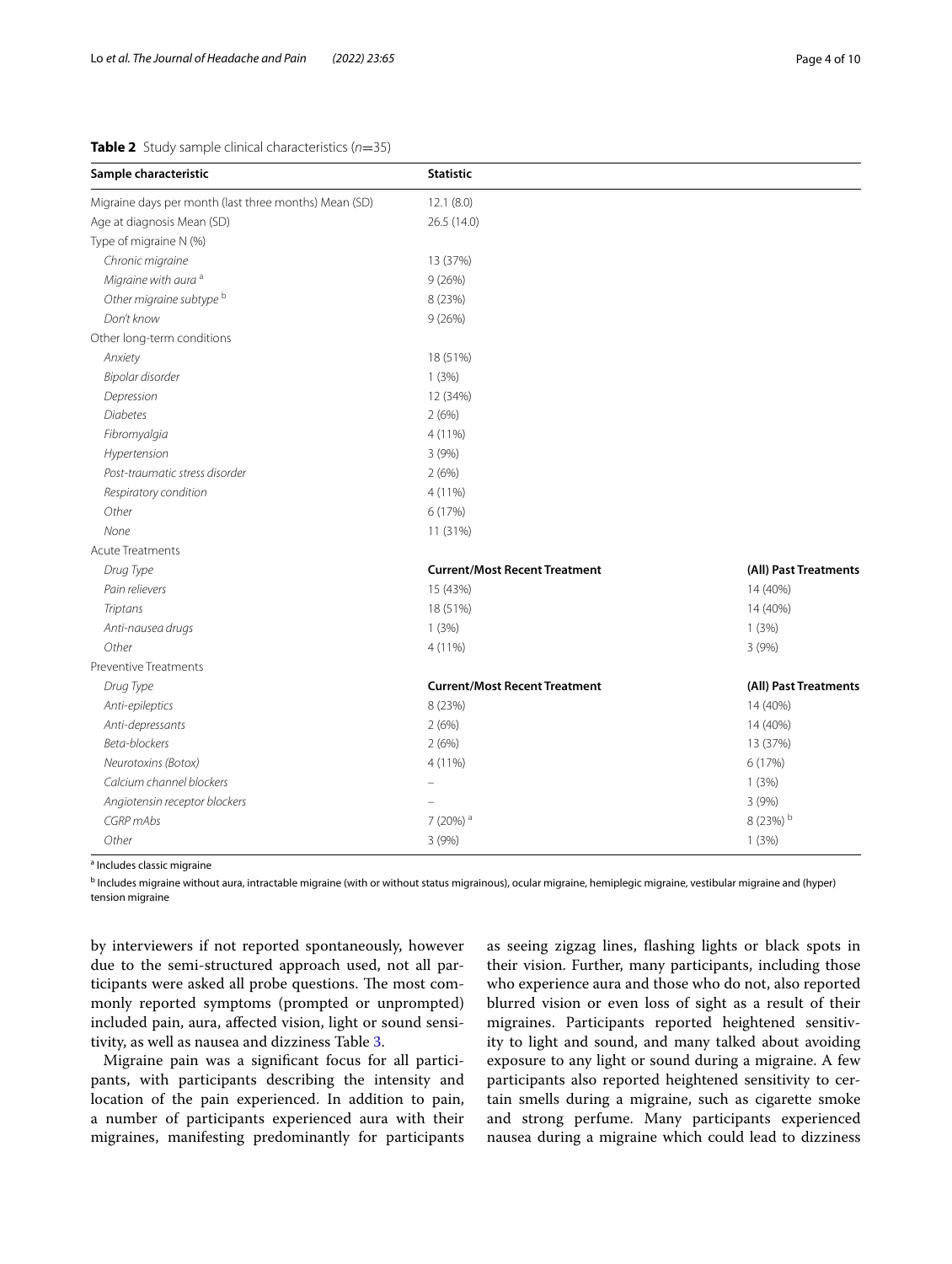**Table 2** Study sample clinical characteristics (*n*=35)

| Sample characteristic | Statistic | |
|---|---|---|
| Migraine days per month (last three months) Mean (SD) | 12.1 (8.0) | |
| Age at diagnosis Mean (SD) | 26.5 (14.0) | |
| Type of migraine N (%) | | |
| *Chronic migraine* | 13 (37%) | |
| *Migraine with aura* [a] | 9 (26%) | |
| *Other migraine subtype* [b] | 8 (23%) | |
| *Don't know* | 9 (26%) | |
| Other long-term conditions | | |
| *Anxiety* | 18 (51%) | |
| *Bipolar disorder* | 1 (3%) | |
| *Depression* | 12 (34%) | |
| *Diabetes* | 2 (6%) | |
| *Fibromyalgia* | 4 (11%) | |
| *Hypertension* | 3 (9%) | |
| *Post-traumatic stress disorder* | 2 (6%) | |
| *Respiratory condition* | 4 (11%) | |
| *Other* | 6 (17%) | |
| *None* | 11 (31%) | |
| Acute Treatments | | |
| *Drug Type* | **Current/Most Recent Treatment** | **(All) Past Treatments** |
| *Pain relievers* | 15 (43%) | 14 (40%) |
| *Triptans* | 18 (51%) | 14 (40%) |
| *Anti-nausea drugs* | 1 (3%) | 1 (3%) |
| *Other* | 4 (11%) | 3 (9%) |
| Preventive Treatments | | |
| *Drug Type* | **Current/Most Recent Treatment** | **(All) Past Treatments** |
| *Anti-epileptics* | 8 (23%) | 14 (40%) |
| *Anti-depressants* | 2 (6%) | 14 (40%) |
| *Beta-blockers* | 2 (6%) | 13 (37%) |
| *Neurotoxins (Botox)* | 4 (11%) | 6 (17%) |
| *Calcium channel blockers* | – | 1 (3%) |
| *Angiotensin receptor blockers* | – | 3 (9%) |
| *CGRP mAbs* | 7 (20%) [a] | 8 (23%) [b] |
| *Other* | 3 (9%) | 1 (3%) |

[a] Includes classic migraine

[b] Includes migraine without aura, intractable migraine (with or without status migrainous), ocular migraine, hemiplegic migraine, vestibular migraine and (hyper) tension migraine

by interviewers if not reported spontaneously, however due to the semi-structured approach used, not all participants were asked all probe questions. The most commonly reported symptoms (prompted or unprompted) included pain, aura, affected vision, light or sound sensitivity, as well as nausea and dizziness Table 3.

Migraine pain was a significant focus for all participants, with participants describing the intensity and location of the pain experienced. In addition to pain, a number of participants experienced aura with their migraines, manifesting predominantly for participants as seeing zigzag lines, flashing lights or black spots in their vision. Further, many participants, including those who experience aura and those who do not, also reported blurred vision or even loss of sight as a result of their migraines. Participants reported heightened sensitivity to light and sound, and many talked about avoiding exposure to any light or sound during a migraine. A few participants also reported heightened sensitivity to certain smells during a migraine, such as cigarette smoke and strong perfume. Many participants experienced nausea during a migraine which could lead to dizziness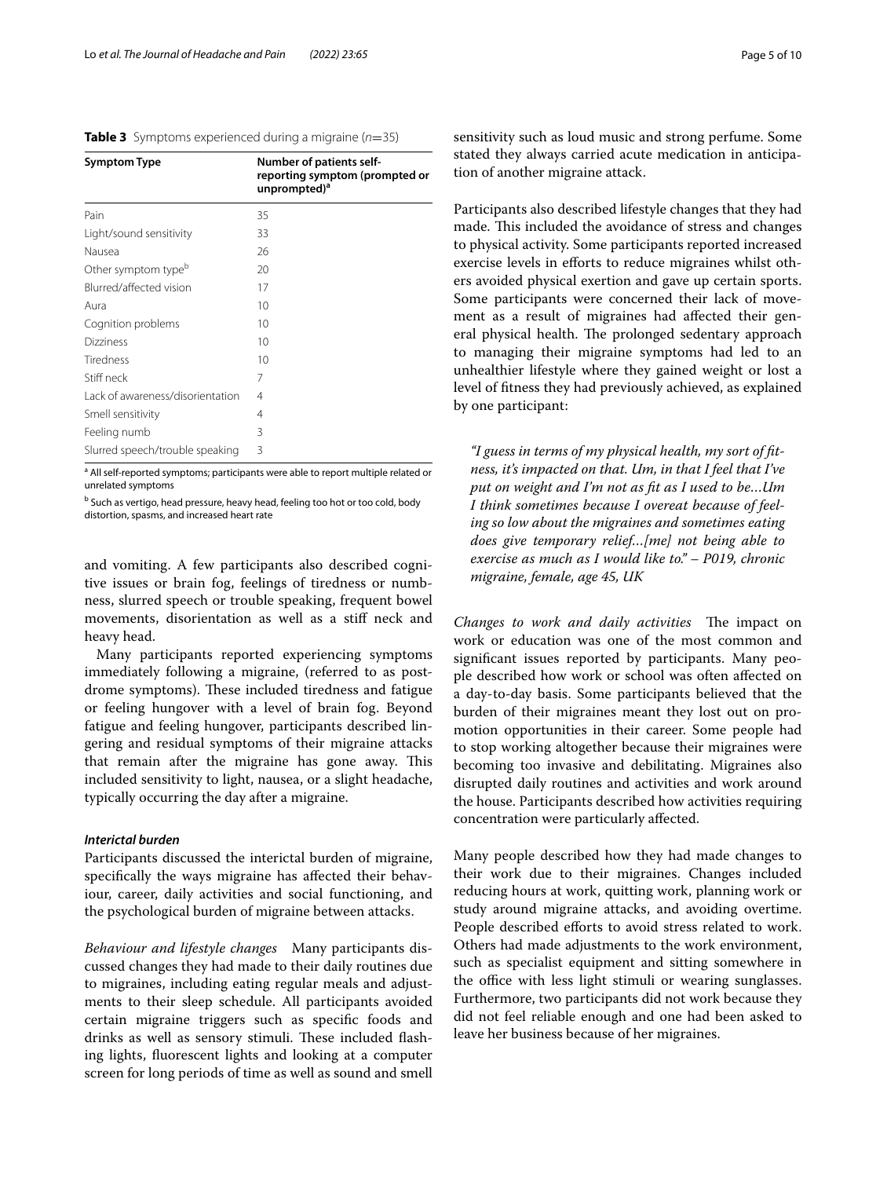**Table 3** Symptoms experienced during a migraine ($n$=35)

| Symptom Type | Number of patients self-reporting symptom (prompted or unprompted)[a] |
|---|---|
| Pain | 35 |
| Light/sound sensitivity | 33 |
| Nausea | 26 |
| Other symptom type[b] | 20 |
| Blurred/affected vision | 17 |
| Aura | 10 |
| Cognition problems | 10 |
| Dizziness | 10 |
| Tiredness | 10 |
| Stiff neck | 7 |
| Lack of awareness/disorientation | 4 |
| Smell sensitivity | 4 |
| Feeling numb | 3 |
| Slurred speech/trouble speaking | 3 |

[a] All self-reported symptoms; participants were able to report multiple related or unrelated symptoms

[b] Such as vertigo, head pressure, heavy head, feeling too hot or too cold, body distortion, spasms, and increased heart rate

and vomiting. A few participants also described cognitive issues or brain fog, feelings of tiredness or numbness, slurred speech or trouble speaking, frequent bowel movements, disorientation as well as a stiff neck and heavy head.

Many participants reported experiencing symptoms immediately following a migraine, (referred to as postdrome symptoms). These included tiredness and fatigue or feeling hungover with a level of brain fog. Beyond fatigue and feeling hungover, participants described lingering and residual symptoms of their migraine attacks that remain after the migraine has gone away. This included sensitivity to light, nausea, or a slight headache, typically occurring the day after a migraine.

#### *Interictal burden*

Participants discussed the interictal burden of migraine, specifically the ways migraine has affected their behaviour, career, daily activities and social functioning, and the psychological burden of migraine between attacks.

*Behaviour and lifestyle changes* Many participants discussed changes they had made to their daily routines due to migraines, including eating regular meals and adjustments to their sleep schedule. All participants avoided certain migraine triggers such as specific foods and drinks as well as sensory stimuli. These included flashing lights, fluorescent lights and looking at a computer screen for long periods of time as well as sound and smell sensitivity such as loud music and strong perfume. Some stated they always carried acute medication in anticipation of another migraine attack.

Participants also described lifestyle changes that they had made. This included the avoidance of stress and changes to physical activity. Some participants reported increased exercise levels in efforts to reduce migraines whilst others avoided physical exertion and gave up certain sports. Some participants were concerned their lack of movement as a result of migraines had affected their general physical health. The prolonged sedentary approach to managing their migraine symptoms had led to an unhealthier lifestyle where they gained weight or lost a level of fitness they had previously achieved, as explained by one participant:

> *"I guess in terms of my physical health, my sort of fitness, it's impacted on that. Um, in that I feel that I've put on weight and I'm not as fit as I used to be…Um I think sometimes because I overeat because of feeling so low about the migraines and sometimes eating does give temporary relief…[me] not being able to exercise as much as I would like to." – P019, chronic migraine, female, age 45, UK*

*Changes to work and daily activities* The impact on work or education was one of the most common and significant issues reported by participants. Many people described how work or school was often affected on a day-to-day basis. Some participants believed that the burden of their migraines meant they lost out on promotion opportunities in their career. Some people had to stop working altogether because their migraines were becoming too invasive and debilitating. Migraines also disrupted daily routines and activities and work around the house. Participants described how activities requiring concentration were particularly affected.

Many people described how they had made changes to their work due to their migraines. Changes included reducing hours at work, quitting work, planning work or study around migraine attacks, and avoiding overtime. People described efforts to avoid stress related to work. Others had made adjustments to the work environment, such as specialist equipment and sitting somewhere in the office with less light stimuli or wearing sunglasses. Furthermore, two participants did not work because they did not feel reliable enough and one had been asked to leave her business because of her migraines.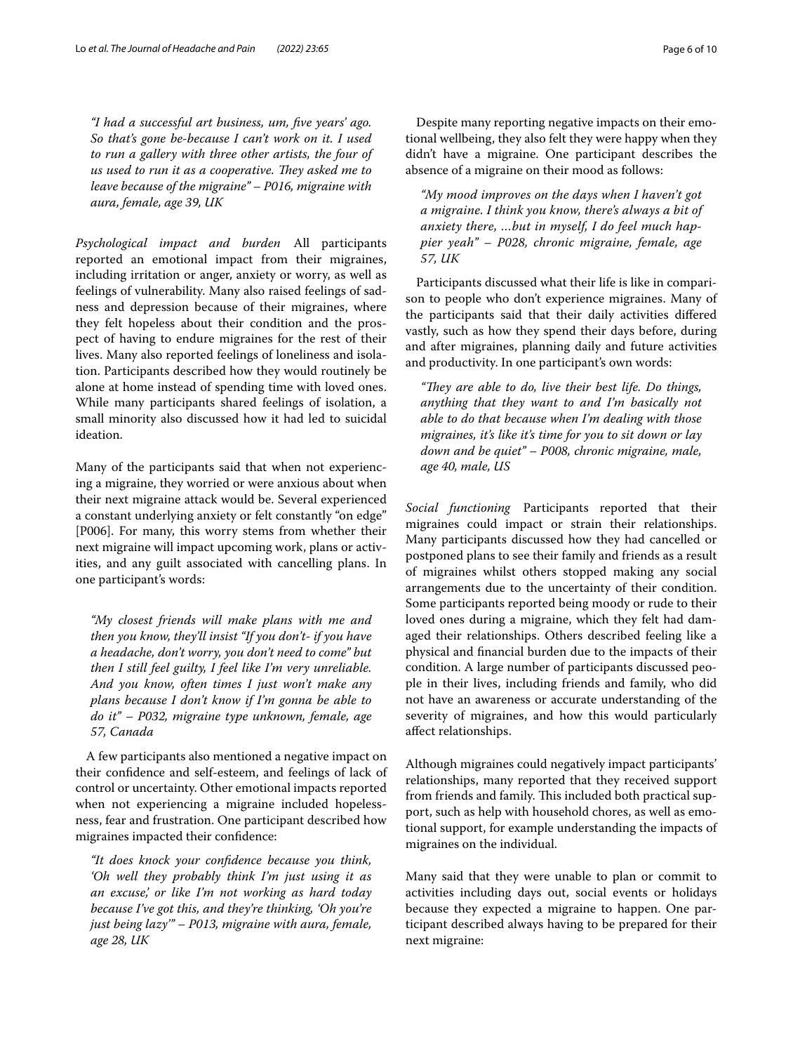*"I had a successful art business, um, five years' ago. So that's gone be-because I can't work on it. I used to run a gallery with three other artists, the four of us used to run it as a cooperative. They asked me to leave because of the migraine" – P016, migraine with aura, female, age 39, UK*

*Psychological impact and burden* All participants reported an emotional impact from their migraines, including irritation or anger, anxiety or worry, as well as feelings of vulnerability. Many also raised feelings of sadness and depression because of their migraines, where they felt hopeless about their condition and the prospect of having to endure migraines for the rest of their lives. Many also reported feelings of loneliness and isolation. Participants described how they would routinely be alone at home instead of spending time with loved ones. While many participants shared feelings of isolation, a small minority also discussed how it had led to suicidal ideation.

Many of the participants said that when not experiencing a migraine, they worried or were anxious about when their next migraine attack would be. Several experienced a constant underlying anxiety or felt constantly "on edge" [P006]. For many, this worry stems from whether their next migraine will impact upcoming work, plans or activities, and any guilt associated with cancelling plans. In one participant's words:

*"My closest friends will make plans with me and then you know, they'll insist "If you don't- if you have a headache, don't worry, you don't need to come" but then I still feel guilty, I feel like I'm very unreliable. And you know, often times I just won't make any plans because I don't know if I'm gonna be able to do it" – P032, migraine type unknown, female, age 57, Canada*

A few participants also mentioned a negative impact on their confidence and self-esteem, and feelings of lack of control or uncertainty. Other emotional impacts reported when not experiencing a migraine included hopelessness, fear and frustration. One participant described how migraines impacted their confidence:

*"It does knock your confidence because you think, 'Oh well they probably think I'm just using it as an excuse,' or like I'm not working as hard today because I've got this, and they're thinking, 'Oh you're just being lazy'" – P013, migraine with aura, female, age 28, UK*

Despite many reporting negative impacts on their emotional wellbeing, they also felt they were happy when they didn't have a migraine. One participant describes the absence of a migraine on their mood as follows:

*"My mood improves on the days when I haven't got a migraine. I think you know, there's always a bit of anxiety there, ...but in myself, I do feel much happier yeah" – P028, chronic migraine, female, age 57, UK*

Participants discussed what their life is like in comparison to people who don't experience migraines. Many of the participants said that their daily activities differed vastly, such as how they spend their days before, during and after migraines, planning daily and future activities and productivity. In one participant's own words:

*"They are able to do, live their best life. Do things, anything that they want to and I'm basically not able to do that because when I'm dealing with those migraines, it's like it's time for you to sit down or lay down and be quiet" – P008, chronic migraine, male, age 40, male, US*

*Social functioning* Participants reported that their migraines could impact or strain their relationships. Many participants discussed how they had cancelled or postponed plans to see their family and friends as a result of migraines whilst others stopped making any social arrangements due to the uncertainty of their condition. Some participants reported being moody or rude to their loved ones during a migraine, which they felt had damaged their relationships. Others described feeling like a physical and financial burden due to the impacts of their condition. A large number of participants discussed people in their lives, including friends and family, who did not have an awareness or accurate understanding of the severity of migraines, and how this would particularly affect relationships.

Although migraines could negatively impact participants' relationships, many reported that they received support from friends and family. This included both practical support, such as help with household chores, as well as emotional support, for example understanding the impacts of migraines on the individual.

Many said that they were unable to plan or commit to activities including days out, social events or holidays because they expected a migraine to happen. One participant described always having to be prepared for their next migraine: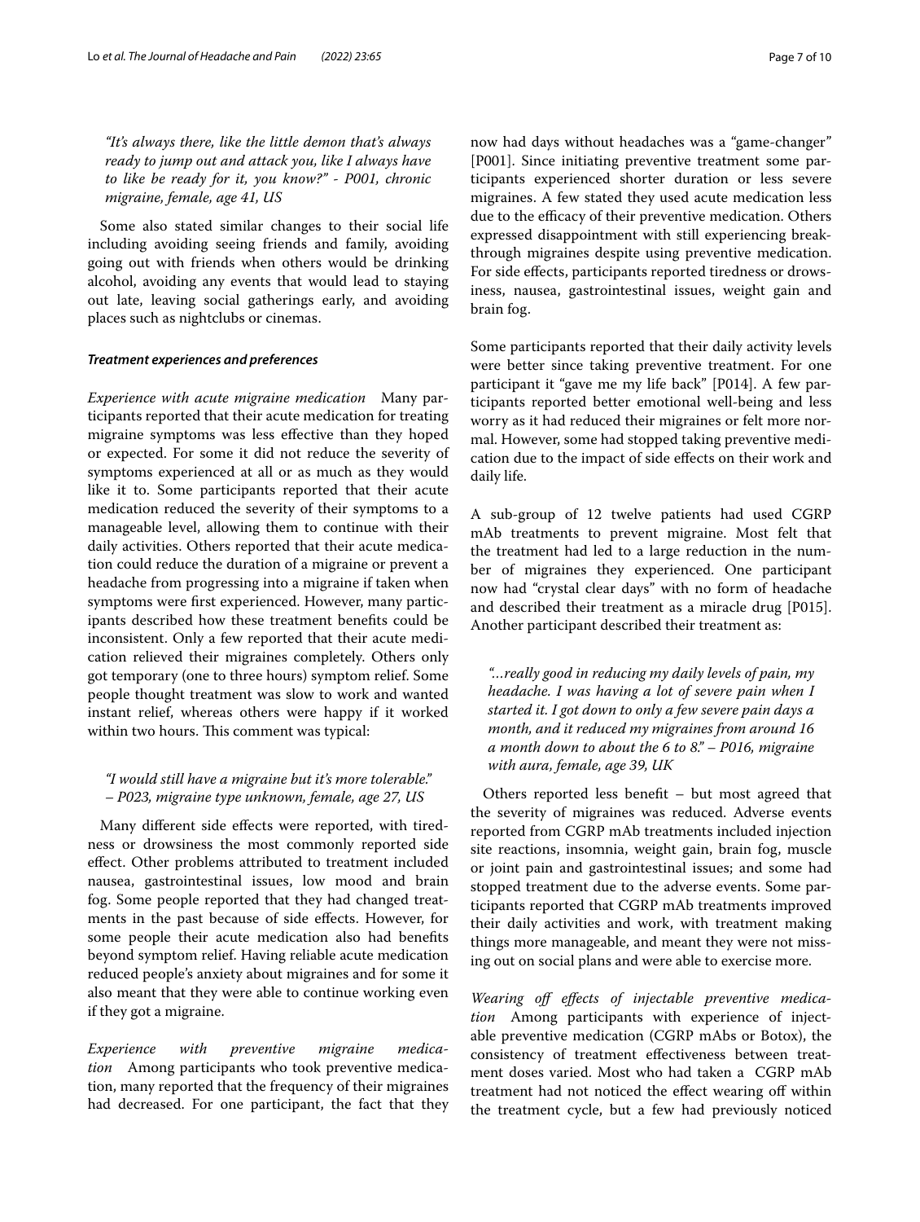*"It's always there, like the little demon that's always ready to jump out and attack you, like I always have to like be ready for it, you know?" - P001, chronic migraine, female, age 41, US*

Some also stated similar changes to their social life including avoiding seeing friends and family, avoiding going out with friends when others would be drinking alcohol, avoiding any events that would lead to staying out late, leaving social gatherings early, and avoiding places such as nightclubs or cinemas.

#### Treatment experiences and preferences

*Experience with acute migraine medication* Many participants reported that their acute medication for treating migraine symptoms was less effective than they hoped or expected. For some it did not reduce the severity of symptoms experienced at all or as much as they would like it to. Some participants reported that their acute medication reduced the severity of their symptoms to a manageable level, allowing them to continue with their daily activities. Others reported that their acute medication could reduce the duration of a migraine or prevent a headache from progressing into a migraine if taken when symptoms were first experienced. However, many participants described how these treatment benefits could be inconsistent. Only a few reported that their acute medication relieved their migraines completely. Others only got temporary (one to three hours) symptom relief. Some people thought treatment was slow to work and wanted instant relief, whereas others were happy if it worked within two hours. This comment was typical:

*"I would still have a migraine but it's more tolerable." – P023, migraine type unknown, female, age 27, US*

Many different side effects were reported, with tiredness or drowsiness the most commonly reported side effect. Other problems attributed to treatment included nausea, gastrointestinal issues, low mood and brain fog. Some people reported that they had changed treatments in the past because of side effects. However, for some people their acute medication also had benefits beyond symptom relief. Having reliable acute medication reduced people's anxiety about migraines and for some it also meant that they were able to continue working even if they got a migraine.

*Experience with preventive migraine medication* Among participants who took preventive medication, many reported that the frequency of their migraines had decreased. For one participant, the fact that they now had days without headaches was a "game-changer" [P001]. Since initiating preventive treatment some participants experienced shorter duration or less severe migraines. A few stated they used acute medication less due to the efficacy of their preventive medication. Others expressed disappointment with still experiencing breakthrough migraines despite using preventive medication. For side effects, participants reported tiredness or drowsiness, nausea, gastrointestinal issues, weight gain and brain fog.

Some participants reported that their daily activity levels were better since taking preventive treatment. For one participant it "gave me my life back" [P014]. A few participants reported better emotional well-being and less worry as it had reduced their migraines or felt more normal. However, some had stopped taking preventive medication due to the impact of side effects on their work and daily life.

A sub-group of 12 twelve patients had used CGRP mAb treatments to prevent migraine. Most felt that the treatment had led to a large reduction in the number of migraines they experienced. One participant now had "crystal clear days" with no form of headache and described their treatment as a miracle drug [P015]. Another participant described their treatment as:

*"...really good in reducing my daily levels of pain, my headache. I was having a lot of severe pain when I started it. I got down to only a few severe pain days a month, and it reduced my migraines from around 16 a month down to about the 6 to 8." – P016, migraine with aura, female, age 39, UK*

Others reported less benefit – but most agreed that the severity of migraines was reduced. Adverse events reported from CGRP mAb treatments included injection site reactions, insomnia, weight gain, brain fog, muscle or joint pain and gastrointestinal issues; and some had stopped treatment due to the adverse events. Some participants reported that CGRP mAb treatments improved their daily activities and work, with treatment making things more manageable, and meant they were not missing out on social plans and were able to exercise more.

*Wearing off effects of injectable preventive medication* Among participants with experience of injectable preventive medication (CGRP mAbs or Botox), the consistency of treatment effectiveness between treatment doses varied. Most who had taken a CGRP mAb treatment had not noticed the effect wearing off within the treatment cycle, but a few had previously noticed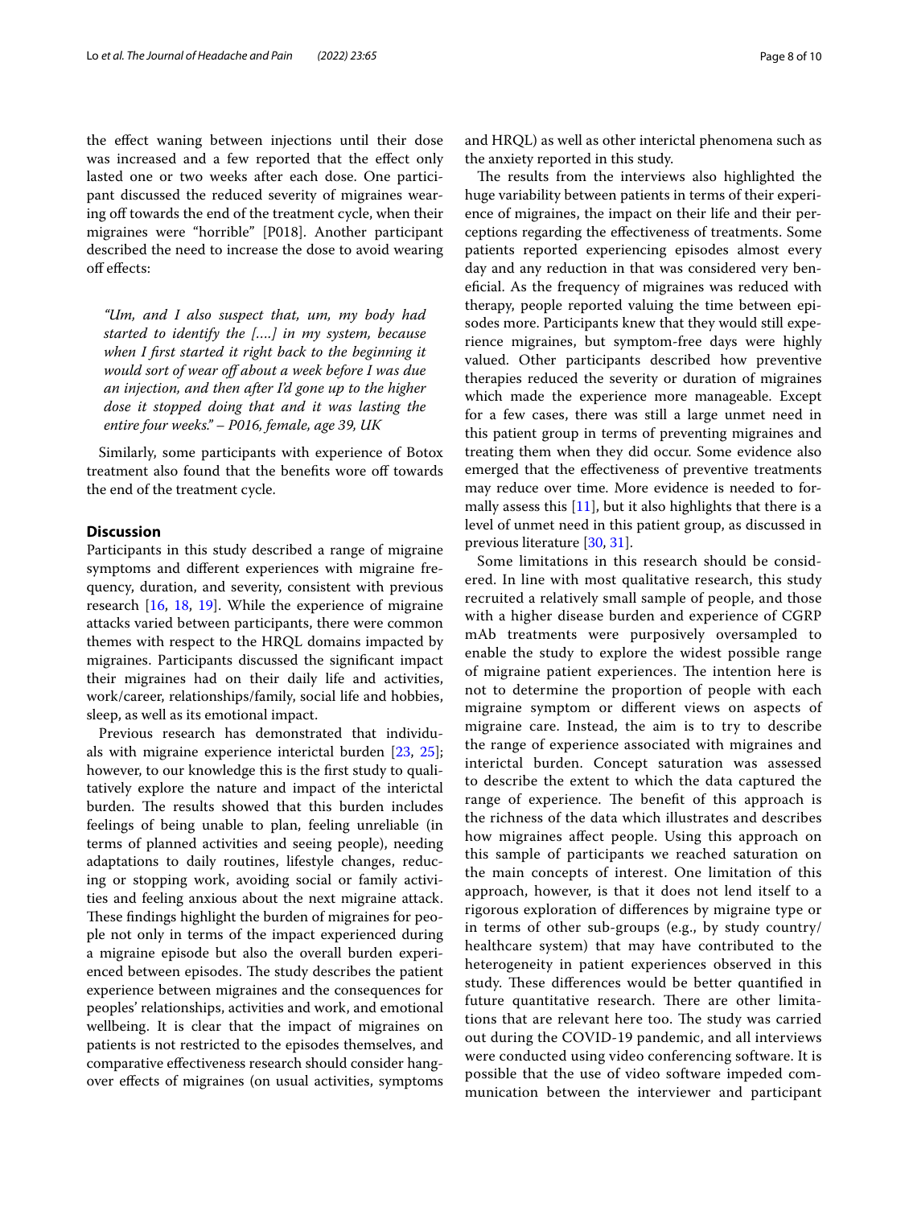the effect waning between injections until their dose was increased and a few reported that the effect only lasted one or two weeks after each dose. One participant discussed the reduced severity of migraines wearing off towards the end of the treatment cycle, when their migraines were "horrible" [P018]. Another participant described the need to increase the dose to avoid wearing off effects:

> *"Um, and I also suspect that, um, my body had started to identify the [….] in my system, because when I first started it right back to the beginning it would sort of wear off about a week before I was due an injection, and then after I'd gone up to the higher dose it stopped doing that and it was lasting the entire four weeks." – P016, female, age 39, UK*

Similarly, some participants with experience of Botox treatment also found that the benefits wore off towards the end of the treatment cycle.

## Discussion

Participants in this study described a range of migraine symptoms and different experiences with migraine frequency, duration, and severity, consistent with previous research [16, 18, 19]. While the experience of migraine attacks varied between participants, there were common themes with respect to the HRQL domains impacted by migraines. Participants discussed the significant impact their migraines had on their daily life and activities, work/career, relationships/family, social life and hobbies, sleep, as well as its emotional impact.

Previous research has demonstrated that individuals with migraine experience interictal burden [23, 25]; however, to our knowledge this is the first study to qualitatively explore the nature and impact of the interictal burden. The results showed that this burden includes feelings of being unable to plan, feeling unreliable (in terms of planned activities and seeing people), needing adaptations to daily routines, lifestyle changes, reducing or stopping work, avoiding social or family activities and feeling anxious about the next migraine attack. These findings highlight the burden of migraines for people not only in terms of the impact experienced during a migraine episode but also the overall burden experienced between episodes. The study describes the patient experience between migraines and the consequences for peoples' relationships, activities and work, and emotional wellbeing. It is clear that the impact of migraines on patients is not restricted to the episodes themselves, and comparative effectiveness research should consider hangover effects of migraines (on usual activities, symptoms and HRQL) as well as other interictal phenomena such as the anxiety reported in this study.

The results from the interviews also highlighted the huge variability between patients in terms of their experience of migraines, the impact on their life and their perceptions regarding the effectiveness of treatments. Some patients reported experiencing episodes almost every day and any reduction in that was considered very beneficial. As the frequency of migraines was reduced with therapy, people reported valuing the time between episodes more. Participants knew that they would still experience migraines, but symptom-free days were highly valued. Other participants described how preventive therapies reduced the severity or duration of migraines which made the experience more manageable. Except for a few cases, there was still a large unmet need in this patient group in terms of preventing migraines and treating them when they did occur. Some evidence also emerged that the effectiveness of preventive treatments may reduce over time. More evidence is needed to formally assess this [11], but it also highlights that there is a level of unmet need in this patient group, as discussed in previous literature [30, 31].

Some limitations in this research should be considered. In line with most qualitative research, this study recruited a relatively small sample of people, and those with a higher disease burden and experience of CGRP mAb treatments were purposively oversampled to enable the study to explore the widest possible range of migraine patient experiences. The intention here is not to determine the proportion of people with each migraine symptom or different views on aspects of migraine care. Instead, the aim is to try to describe the range of experience associated with migraines and interictal burden. Concept saturation was assessed to describe the extent to which the data captured the range of experience. The benefit of this approach is the richness of the data which illustrates and describes how migraines affect people. Using this approach on this sample of participants we reached saturation on the main concepts of interest. One limitation of this approach, however, is that it does not lend itself to a rigorous exploration of differences by migraine type or in terms of other sub-groups (e.g., by study country/healthcare system) that may have contributed to the heterogeneity in patient experiences observed in this study. These differences would be better quantified in future quantitative research. There are other limitations that are relevant here too. The study was carried out during the COVID-19 pandemic, and all interviews were conducted using video conferencing software. It is possible that the use of video software impeded communication between the interviewer and participant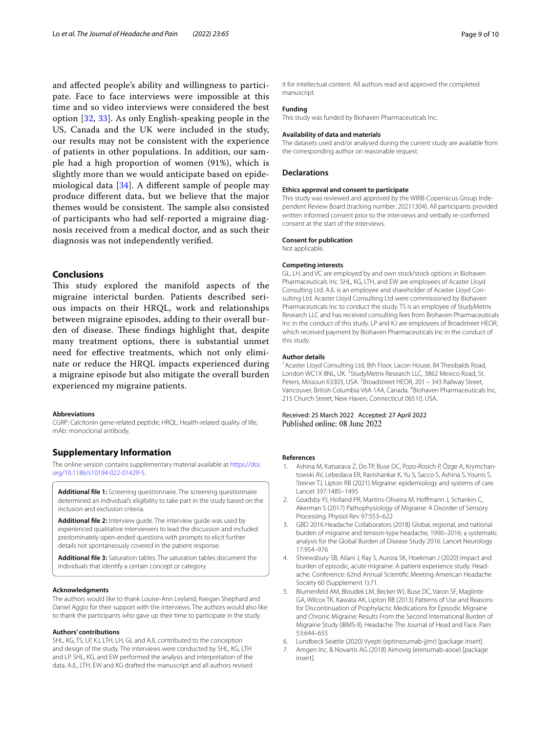and affected people's ability and willingness to participate. Face to face interviews were impossible at this time and so video interviews were considered the best option [32, 33]. As only English-speaking people in the US, Canada and the UK were included in the study, our results may not be consistent with the experience of patients in other populations. In addition, our sample had a high proportion of women (91%), which is slightly more than we would anticipate based on epidemiological data [34]. A different sample of people may produce different data, but we believe that the major themes would be consistent. The sample also consisted of participants who had self-reported a migraine diagnosis received from a medical doctor, and as such their diagnosis was not independently verified.

## Conclusions

This study explored the manifold aspects of the migraine interictal burden. Patients described serious impacts on their HRQL, work and relationships between migraine episodes, adding to their overall burden of disease. These findings highlight that, despite many treatment options, there is substantial unmet need for effective treatments, which not only eliminate or reduce the HRQL impacts experienced during a migraine episode but also mitigate the overall burden experienced my migraine patients.

#### Abbreviations

CGRP: Calcitonin gene-related peptide; HRQL: Health-related quality of life; mAb: monoclonal antibody.

## Supplementary Information

The online version contains supplementary material available at https://doi.org/10.1186/s10194-022-01429-5.

**Additional file 1:** Screening questionnaire. The screening questionnaire determined an individual's eligibility to take part in the study based on the inclusion and exclusion criteria.

**Additional file 2:** Interview guide. The interview guide was used by experienced qualitative interviewers to lead the discussion and included predominately open-ended questions with prompts to elicit further details not spontaneously covered in the patient response.

**Additional file 3:** Saturation tables. The saturation tables document the individuals that identify a certain concept or category.

#### Acknowledgments

The authors would like to thank Louise-Ann Leyland, Keegan Shephard and Daniel Aggio for their support with the interviews. The authors would also like to thank the participants who gave up their time to participate in the study.

#### Authors' contributions

SHL, KG, TS, LP, KJ, LTH, LH, GL and AJL contributed to the conception and design of the study. The interviews were conducted by SHL, KG, LTH and LP. SHL, KG, and EW performed the analysis and interpretation of the data. AJL, LTH, EW and KG drafted the manuscript and all authors revised it for intellectual content. All authors read and approved the completed manuscript.

#### Funding

This study was funded by Biohaven Pharmaceuticals Inc.

#### Availability of data and materials

The datasets used and/or analysed during the current study are available from the corresponding author on reasonable request.

## Declarations

#### Ethics approval and consent to participate

This study was reviewed and approved by the WIRB-Copernicus Group Independent Review Board (tracking number: 20211304). All participants provided written informed consent prior to the interviews and verbally re-confirmed consent at the start of the interviews.

#### Consent for publication

Not applicable.

#### Competing interests

GL, LH, and VC are employed by and own stock/stock options in Biohaven Pharmaceuticals Inc. SHL, KG, LTH, and EW are employees of Acaster Lloyd Consulting Ltd. AJL is an employee and shareholder of Acaster Lloyd Consulting Ltd. Acaster Lloyd Consulting Ltd were commissioned by Biohaven Pharmaceuticals Inc to conduct the study. TS is an employee of StudyMetrix Research LLC and has received consulting fees from Biohaven Pharmaceuticals Inc in the conduct of this study. LP and KJ are employees of Broadstreet HEOR, which received payment by Biohaven Pharmaceuticals Inc in the conduct of this study.

#### Author details

[1]Acaster Lloyd Consulting Ltd, 8th Floor, Lacon House, 84 Theobalds Road, London WC1X 8NL, UK. [2]StudyMetrix Research LLC, 3862 Mexico Road, St. Peters, Missouri 63303, USA. [3]Broadstreet HEOR, 201 – 343 Railway Street, Vancouver, British Columbia V6A 1A4, Canada. [4]Biohaven Pharmaceuticals Inc, 215 Church Street, New Haven, Connecticut 06510, USA.

Received: 25 March 2022 Accepted: 27 April 2022
Published online: 08 June 2022

#### References

1. Ashina M, Katsarava Z, Do TP, Buse DC, Pozo-Rosich P, Özge A, Krymchantowski AV, Lebedava ER, Ravishankar K, Yu S, Sacco S, Ashina S, Younis S, Steiner TJ, Lipton RB (2021) Migraine: epidemiology and systems of care. Lancet 397:1485–1495
2. Goadsby PJ, Holland PR, Martins-Oliveira M, Hoffmann J, Schankin C, Akerman S (2017) Pathophysiology of Migraine: A Disorder of Sensory Processing. Physiol Rev 97:553–622
3. GBD 2016 Headache Collaborators (2018) Global, regional, and national burden of migraine and tension-type headache, 1990–2016: a systematic analysis for the Global Burden of Disease Study 2016. Lancet Neurology 17:954–976
4. Shrewsbury SB, Ailani J, Ray S, Aurora SK, Hoekman J (2020) Impact and burden of episodic, acute migraine: A patient experience study. Headache. Conference: 62nd Annual Scientific Meeting American Headache Society 60 (Supplement 1):71.
5. Blumenfeld AM, Bloudek LM, Becker WJ, Buse DC, Varon SF, Maglinte GA, Wilcox TK, Kawata AK, Lipton RB (2013) Patterns of Use and Reasons for Discontinuation of Prophylactic Medications for Episodic Migraine and Chronic Migraine: Results From the Second International Burden of Migraine Study (IBMS-II). Headache: The Journal of Head and Face. Pain 53:644–655
6. Lundbeck Seattle (2020) Vyepti (eptinezumab-jjmr) [package insert].
7. Amgen Inc. & Novartis AG (2018) Aimovig (erenumab-aooe) [package insert].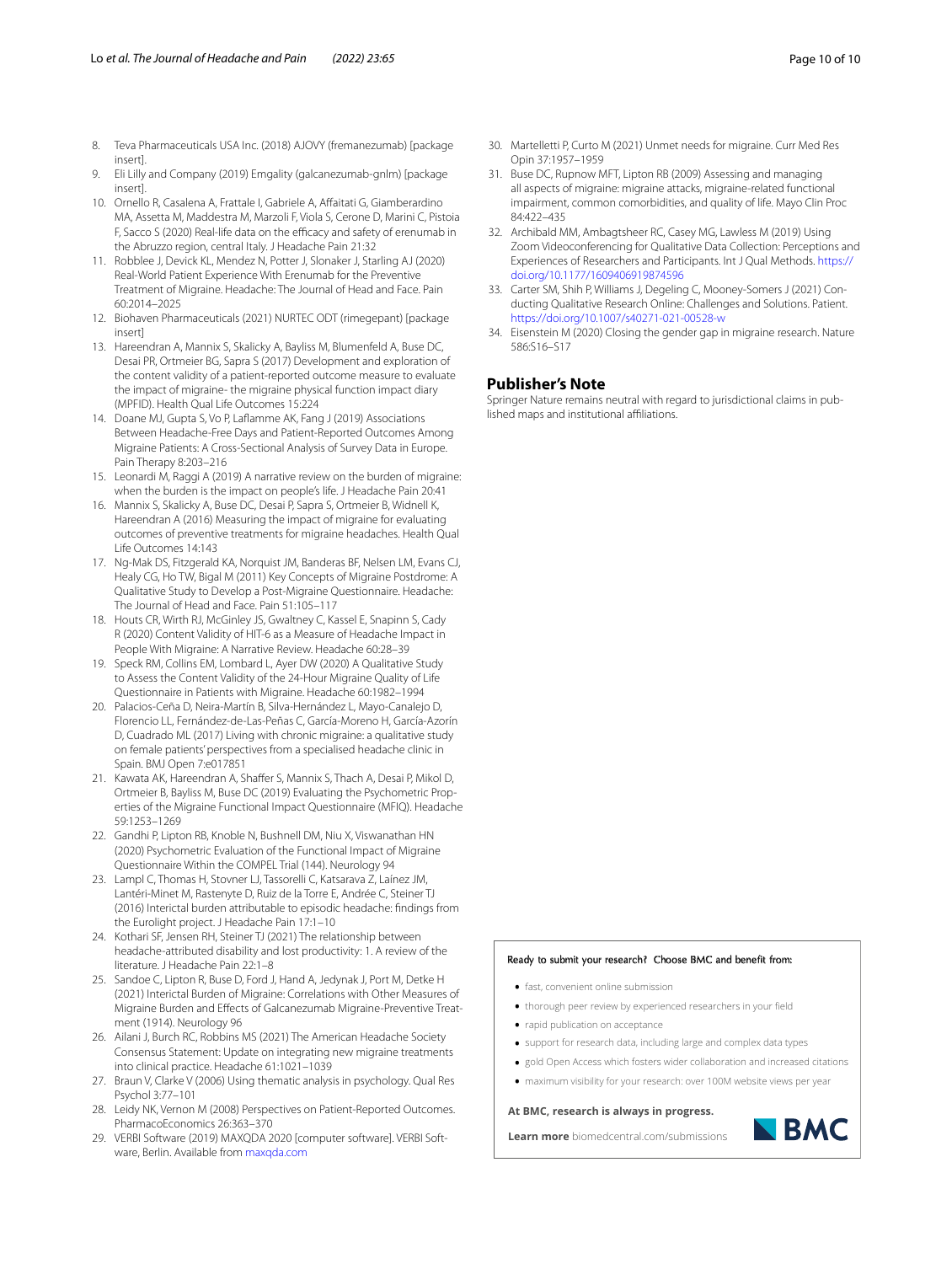8. Teva Pharmaceuticals USA Inc. (2018) AJOVY (fremanezumab) [package insert].
9. Eli Lilly and Company (2019) Emgality (galcanezumab-gnlm) [package insert].
10. Ornello R, Casalena A, Frattale I, Gabriele A, Affaitati G, Giamberardino MA, Assetta M, Maddestra M, Marzoli F, Viola S, Cerone D, Marini C, Pistoia F, Sacco S (2020) Real-life data on the efficacy and safety of erenumab in the Abruzzo region, central Italy. J Headache Pain 21:32
11. Robblee J, Devick KL, Mendez N, Potter J, Slonaker J, Starling AJ (2020) Real-World Patient Experience With Erenumab for the Preventive Treatment of Migraine. Headache: The Journal of Head and Face. Pain 60:2014–2025
12. Biohaven Pharmaceuticals (2021) NURTEC ODT (rimegepant) [package insert]
13. Hareendran A, Mannix S, Skalicky A, Bayliss M, Blumenfeld A, Buse DC, Desai PR, Ortmeier BG, Sapra S (2017) Development and exploration of the content validity of a patient-reported outcome measure to evaluate the impact of migraine- the migraine physical function impact diary (MPFID). Health Qual Life Outcomes 15:224
14. Doane MJ, Gupta S, Vo P, Laflamme AK, Fang J (2019) Associations Between Headache-Free Days and Patient-Reported Outcomes Among Migraine Patients: A Cross-Sectional Analysis of Survey Data in Europe. Pain Therapy 8:203–216
15. Leonardi M, Raggi A (2019) A narrative review on the burden of migraine: when the burden is the impact on people's life. J Headache Pain 20:41
16. Mannix S, Skalicky A, Buse DC, Desai P, Sapra S, Ortmeier B, Widnell K, Hareendran A (2016) Measuring the impact of migraine for evaluating outcomes of preventive treatments for migraine headaches. Health Qual Life Outcomes 14:143
17. Ng-Mak DS, Fitzgerald KA, Norquist JM, Banderas BF, Nelsen LM, Evans CJ, Healy CG, Ho TW, Bigal M (2011) Key Concepts of Migraine Postdrome: A Qualitative Study to Develop a Post-Migraine Questionnaire. Headache: The Journal of Head and Face. Pain 51:105–117
18. Houts CR, Wirth RJ, McGinley JS, Gwaltney C, Kassel E, Snapinn S, Cady R (2020) Content Validity of HIT-6 as a Measure of Headache Impact in People With Migraine: A Narrative Review. Headache 60:28–39
19. Speck RM, Collins EM, Lombard L, Ayer DW (2020) A Qualitative Study to Assess the Content Validity of the 24-Hour Migraine Quality of Life Questionnaire in Patients with Migraine. Headache 60:1982–1994
20. Palacios-Ceña D, Neira-Martín B, Silva-Hernández L, Mayo-Canalejo D, Florencio LL, Fernández-de-Las-Peñas C, García-Moreno H, García-Azorín D, Cuadrado ML (2017) Living with chronic migraine: a qualitative study on female patients' perspectives from a specialised headache clinic in Spain. BMJ Open 7:e017851
21. Kawata AK, Hareendran A, Shaffer S, Mannix S, Thach A, Desai P, Mikol D, Ortmeier B, Bayliss M, Buse DC (2019) Evaluating the Psychometric Properties of the Migraine Functional Impact Questionnaire (MFIQ). Headache 59:1253–1269
22. Gandhi P, Lipton RB, Knoble N, Bushnell DM, Niu X, Viswanathan HN (2020) Psychometric Evaluation of the Functional Impact of Migraine Questionnaire Within the COMPEL Trial (144). Neurology 94
23. Lampl C, Thomas H, Stovner LJ, Tassorelli C, Katsarava Z, Laínez JM, Lantéri-Minet M, Rastenyte D, Ruiz de la Torre E, Andrée C, Steiner TJ (2016) Interictal burden attributable to episodic headache: findings from the Eurolight project. J Headache Pain 17:1–10
24. Kothari SF, Jensen RH, Steiner TJ (2021) The relationship between headache-attributed disability and lost productivity: 1. A review of the literature. J Headache Pain 22:1–8
25. Sandoe C, Lipton R, Buse D, Ford J, Hand A, Jedynak J, Port M, Detke H (2021) Interictal Burden of Migraine: Correlations with Other Measures of Migraine Burden and Effects of Galcanezumab Migraine-Preventive Treatment (1914). Neurology 96
26. Ailani J, Burch RC, Robbins MS (2021) The American Headache Society Consensus Statement: Update on integrating new migraine treatments into clinical practice. Headache 61:1021–1039
27. Braun V, Clarke V (2006) Using thematic analysis in psychology. Qual Res Psychol 3:77–101
28. Leidy NK, Vernon M (2008) Perspectives on Patient-Reported Outcomes. PharmacoEconomics 26:363–370
29. VERBI Software (2019) MAXQDA 2020 [computer software]. VERBI Software, Berlin. Available from maxqda.com
30. Martelletti P, Curto M (2021) Unmet needs for migraine. Curr Med Res Opin 37:1957–1959
31. Buse DC, Rupnow MFT, Lipton RB (2009) Assessing and managing all aspects of migraine: migraine attacks, migraine-related functional impairment, common comorbidities, and quality of life. Mayo Clin Proc 84:422–435
32. Archibald MM, Ambagtsheer RC, Casey MG, Lawless M (2019) Using Zoom Videoconferencing for Qualitative Data Collection: Perceptions and Experiences of Researchers and Participants. Int J Qual Methods. https://doi.org/10.1177/1609406919874596
33. Carter SM, Shih P, Williams J, Degeling C, Mooney-Somers J (2021) Conducting Qualitative Research Online: Challenges and Solutions. Patient. https://doi.org/10.1007/s40271-021-00528-w
34. Eisenstein M (2020) Closing the gender gap in migraine research. Nature 586:S16–S17

## Publisher's Note

Springer Nature remains neutral with regard to jurisdictional claims in published maps and institutional affiliations.

Ready to submit your research? Choose BMC and benefit from:

- fast, convenient online submission
- thorough peer review by experienced researchers in your field
- rapid publication on acceptance
- support for research data, including large and complex data types
- gold Open Access which fosters wider collaboration and increased citations
- maximum visibility for your research: over 100M website views per year

**At BMC, research is always in progress.**

**Learn more** biomedcentral.com/submissions

BMC